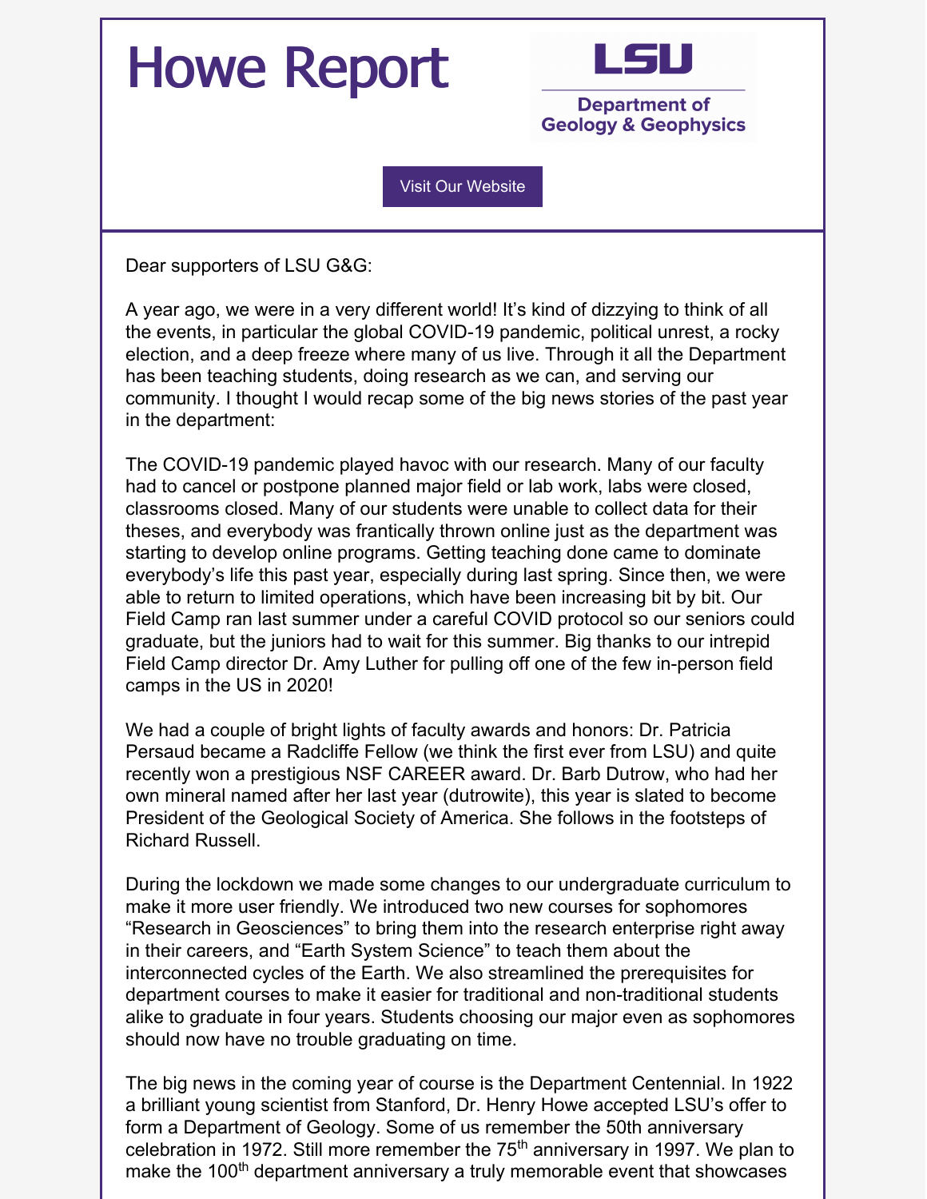# Howe Report

LSU
Department of Geology & Geophysics

Visit Our Website

Dear supporters of LSU G&G:

A year ago, we were in a very different world! It's kind of dizzying to think of all the events, in particular the global COVID-19 pandemic, political unrest, a rocky election, and a deep freeze where many of us live. Through it all the Department has been teaching students, doing research as we can, and serving our community. I thought I would recap some of the big news stories of the past year in the department:

The COVID-19 pandemic played havoc with our research. Many of our faculty had to cancel or postpone planned major field or lab work, labs were closed, classrooms closed. Many of our students were unable to collect data for their theses, and everybody was frantically thrown online just as the department was starting to develop online programs. Getting teaching done came to dominate everybody's life this past year, especially during last spring. Since then, we were able to return to limited operations, which have been increasing bit by bit. Our Field Camp ran last summer under a careful COVID protocol so our seniors could graduate, but the juniors had to wait for this summer. Big thanks to our intrepid Field Camp director Dr. Amy Luther for pulling off one of the few in-person field camps in the US in 2020!

We had a couple of bright lights of faculty awards and honors: Dr. Patricia Persaud became a Radcliffe Fellow (we think the first ever from LSU) and quite recently won a prestigious NSF CAREER award. Dr. Barb Dutrow, who had her own mineral named after her last year (dutrowite), this year is slated to become President of the Geological Society of America. She follows in the footsteps of Richard Russell.

During the lockdown we made some changes to our undergraduate curriculum to make it more user friendly. We introduced two new courses for sophomores "Research in Geosciences" to bring them into the research enterprise right away in their careers, and "Earth System Science" to teach them about the interconnected cycles of the Earth. We also streamlined the prerequisites for department courses to make it easier for traditional and non-traditional students alike to graduate in four years. Students choosing our major even as sophomores should now have no trouble graduating on time.

The big news in the coming year of course is the Department Centennial. In 1922 a brilliant young scientist from Stanford, Dr. Henry Howe accepted LSU's offer to form a Department of Geology. Some of us remember the 50th anniversary celebration in 1972. Still more remember the 75th anniversary in 1997. We plan to make the 100th department anniversary a truly memorable event that showcases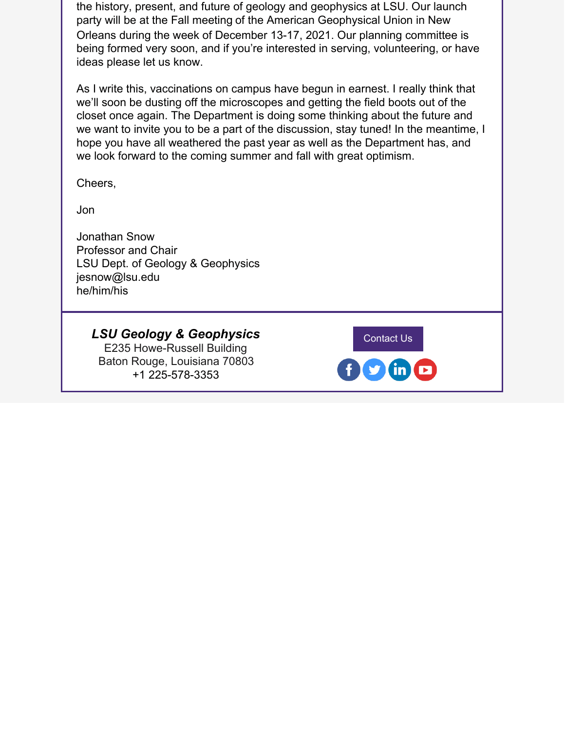the history, present, and future of geology and geophysics at LSU. Our launch party will be at the Fall meeting of the American Geophysical Union in New Orleans during the week of December 13-17, 2021. Our planning committee is being formed very soon, and if you're interested in serving, volunteering, or have ideas please let us know.

As I write this, vaccinations on campus have begun in earnest. I really think that we'll soon be dusting off the microscopes and getting the field boots out of the closet once again. The Department is doing some thinking about the future and we want to invite you to be a part of the discussion, stay tuned! In the meantime, I hope you have all weathered the past year as well as the Department has, and we look forward to the coming summer and fall with great optimism.

Cheers,

Jon

Jonathan Snow
Professor and Chair
LSU Dept. of Geology & Geophysics
jesnow@lsu.edu
he/him/his

***LSU Geology & Geophysics***
E235 Howe-Russell Building
Baton Rouge, Louisiana 70803
+1 225-578-3353

Contact Us